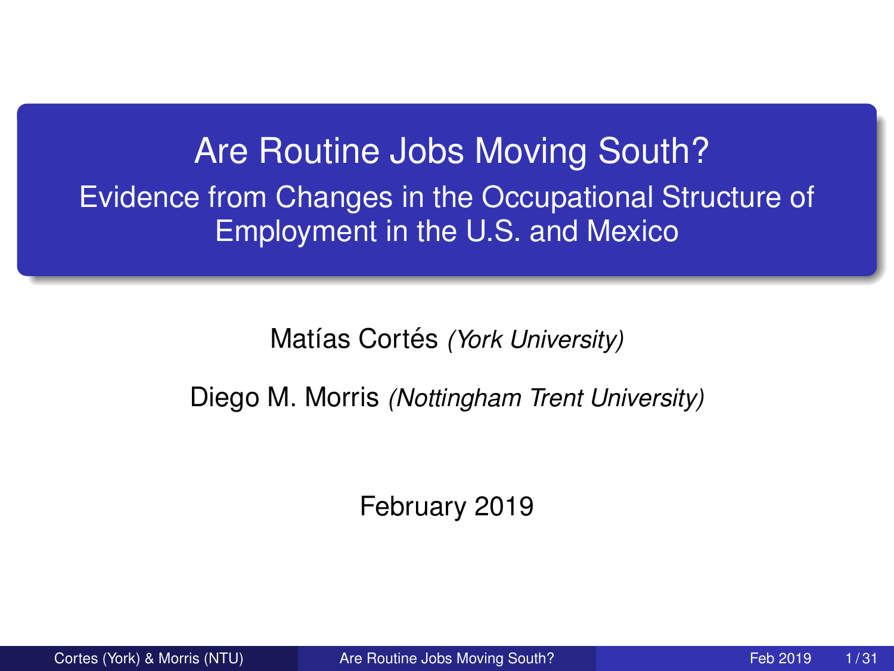# Are Routine Jobs Moving South?

## Evidence from Changes in the Occupational Structure of Employment in the U.S. and Mexico

Matías Cortés *(York University)*

Diego M. Morris *(Nottingham Trent University)*

February 2019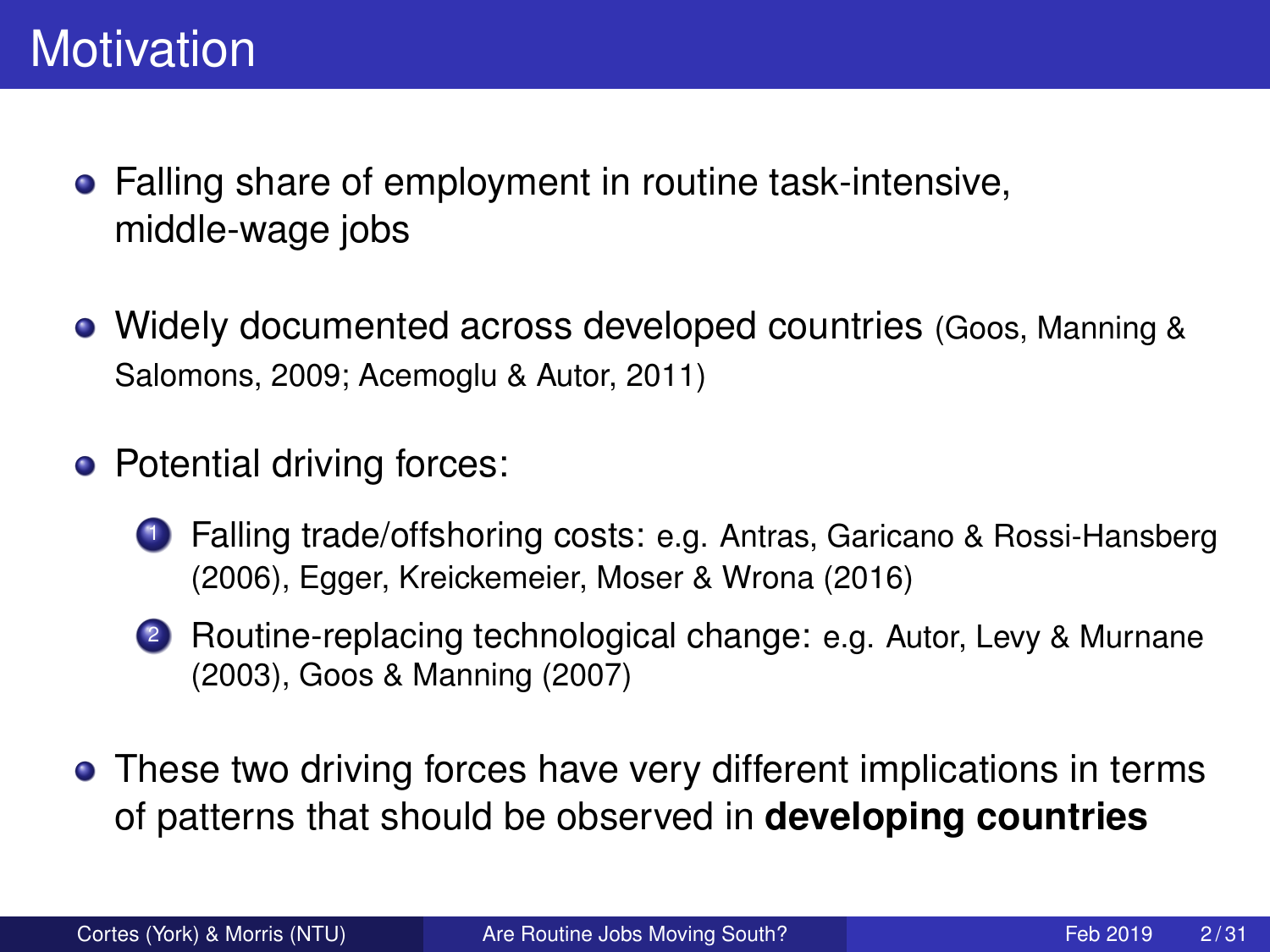# Motivation

- Falling share of employment in routine task-intensive, middle-wage jobs
- Widely documented across developed countries (Goos, Manning & Salomons, 2009; Acemoglu & Autor, 2011)
- Potential driving forces:
  1. Falling trade/offshoring costs: e.g. Antras, Garicano & Rossi-Hansberg (2006), Egger, Kreickemeier, Moser & Wrona (2016)
  2. Routine-replacing technological change: e.g. Autor, Levy & Murnane (2003), Goos & Manning (2007)
- These two driving forces have very different implications in terms of patterns that should be observed in **developing countries**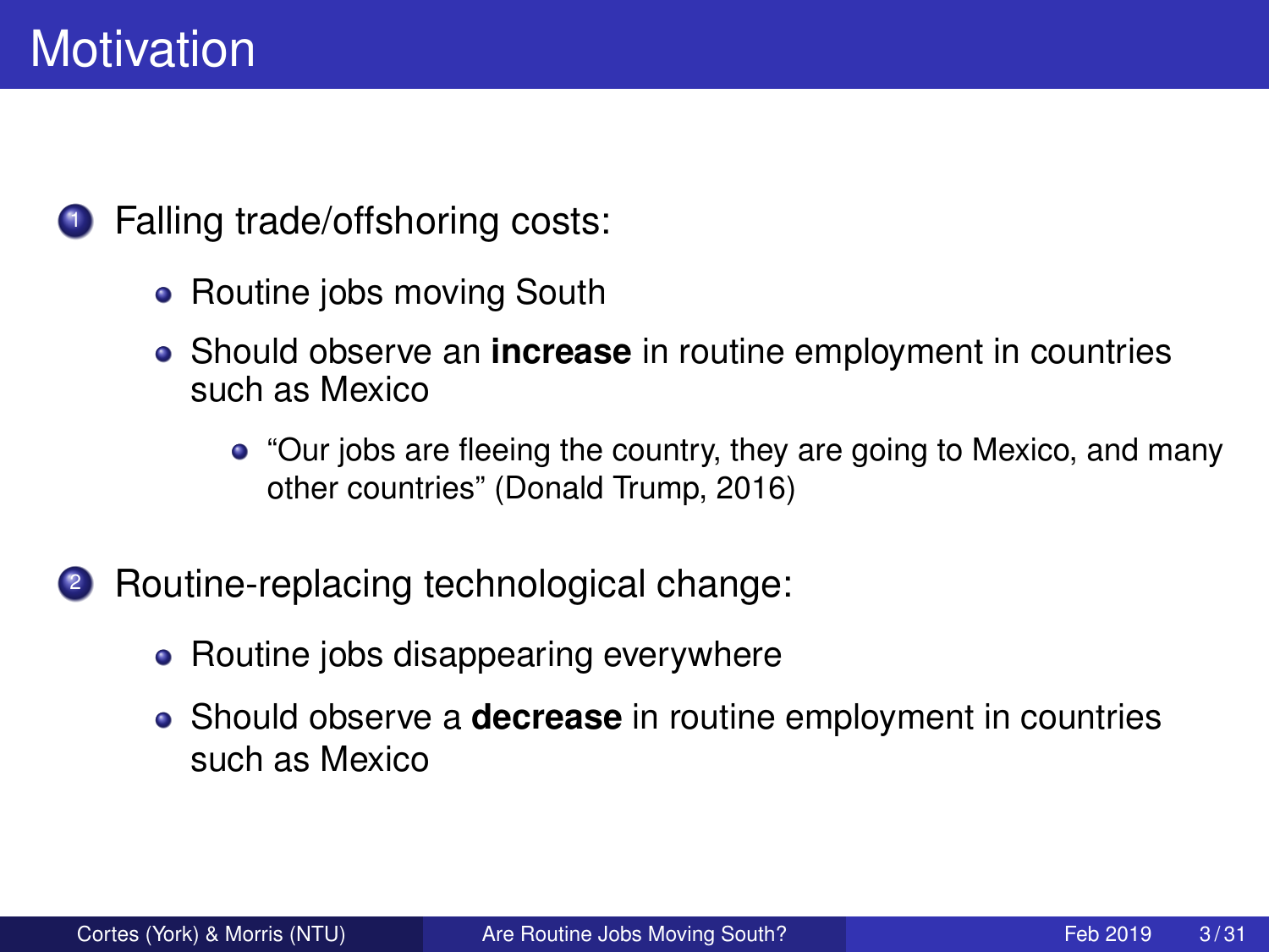# Motivation

1. Falling trade/offshoring costs:
   - Routine jobs moving South
   - Should observe an **increase** in routine employment in countries such as Mexico
     - "Our jobs are fleeing the country, they are going to Mexico, and many other countries" (Donald Trump, 2016)

2. Routine-replacing technological change:
   - Routine jobs disappearing everywhere
   - Should observe a **decrease** in routine employment in countries such as Mexico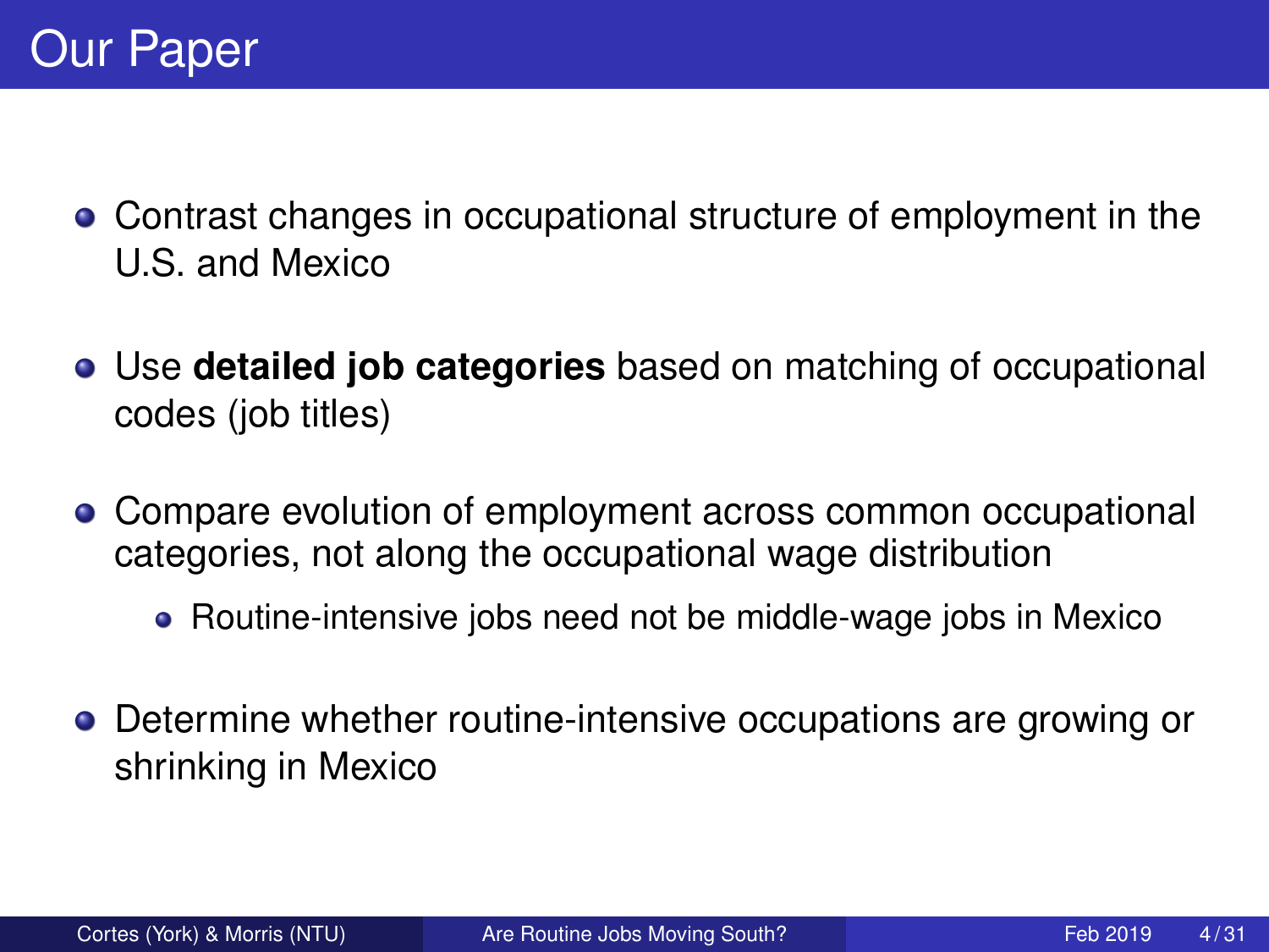# Our Paper

- Contrast changes in occupational structure of employment in the U.S. and Mexico
- Use **detailed job categories** based on matching of occupational codes (job titles)
- Compare evolution of employment across common occupational categories, not along the occupational wage distribution
  - Routine-intensive jobs need not be middle-wage jobs in Mexico
- Determine whether routine-intensive occupations are growing or shrinking in Mexico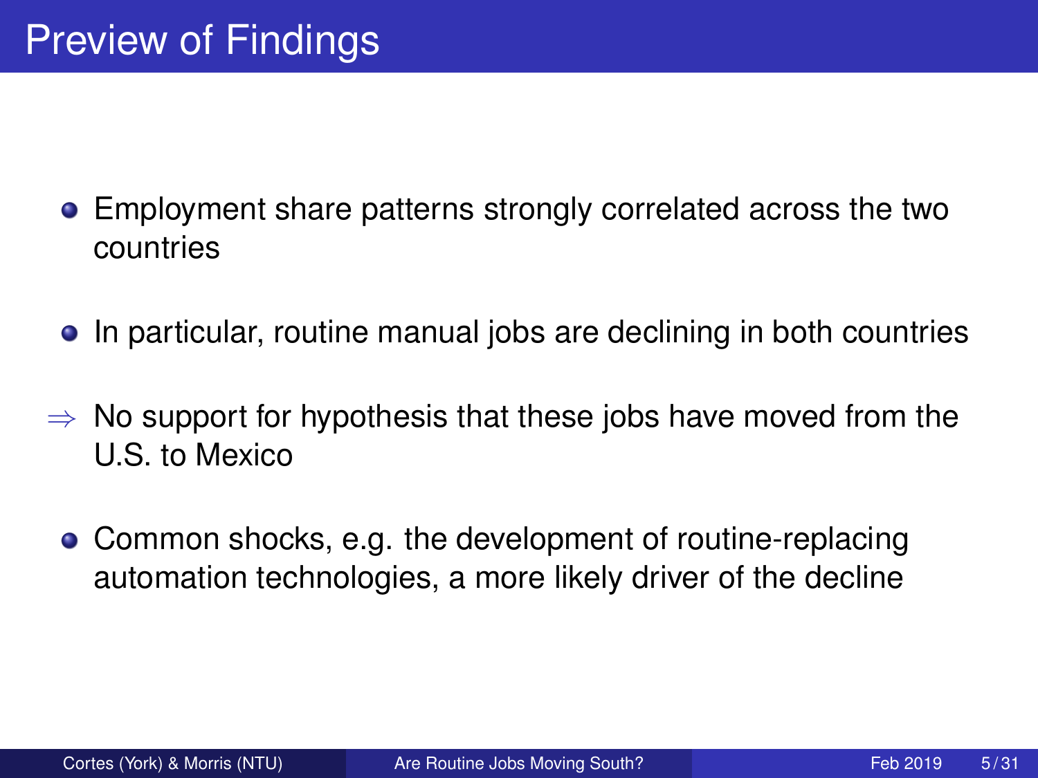# Preview of Findings

- Employment share patterns strongly correlated across the two countries
- In particular, routine manual jobs are declining in both countries

$\Rightarrow$ No support for hypothesis that these jobs have moved from the U.S. to Mexico

- Common shocks, e.g. the development of routine-replacing automation technologies, a more likely driver of the decline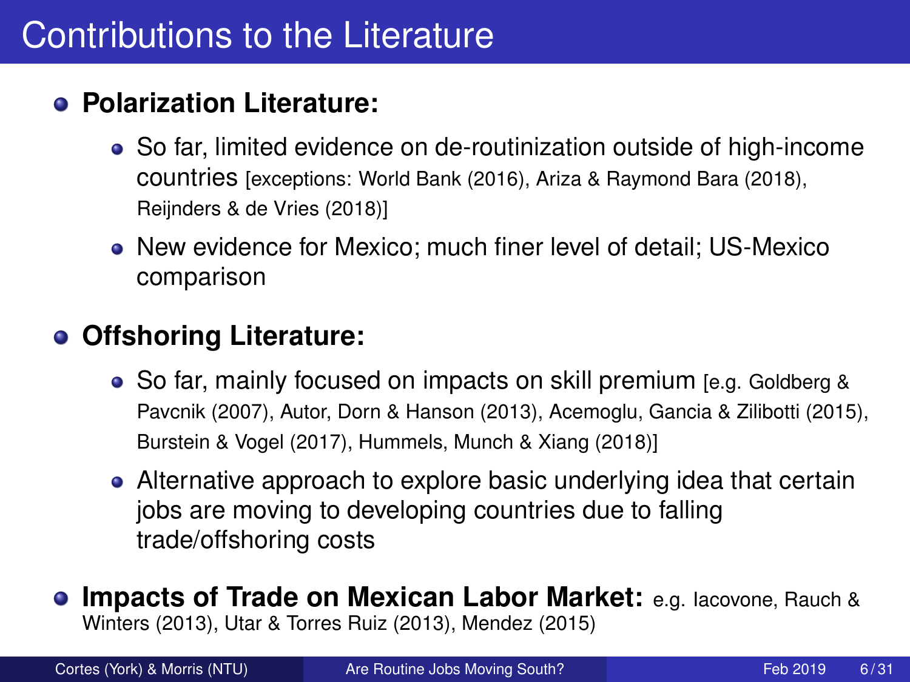# Contributions to the Literature

- **Polarization Literature:**
  - So far, limited evidence on de-routinization outside of high-income countries [exceptions: World Bank (2016), Ariza & Raymond Bara (2018), Reijnders & de Vries (2018)]
  - New evidence for Mexico; much finer level of detail; US-Mexico comparison

- **Offshoring Literature:**
  - So far, mainly focused on impacts on skill premium [e.g. Goldberg & Pavcnik (2007), Autor, Dorn & Hanson (2013), Acemoglu, Gancia & Zilibotti (2015), Burstein & Vogel (2017), Hummels, Munch & Xiang (2018)]
  - Alternative approach to explore basic underlying idea that certain jobs are moving to developing countries due to falling trade/offshoring costs

- **Impacts of Trade on Mexican Labor Market:** e.g. Iacovone, Rauch & Winters (2013), Utar & Torres Ruiz (2013), Mendez (2015)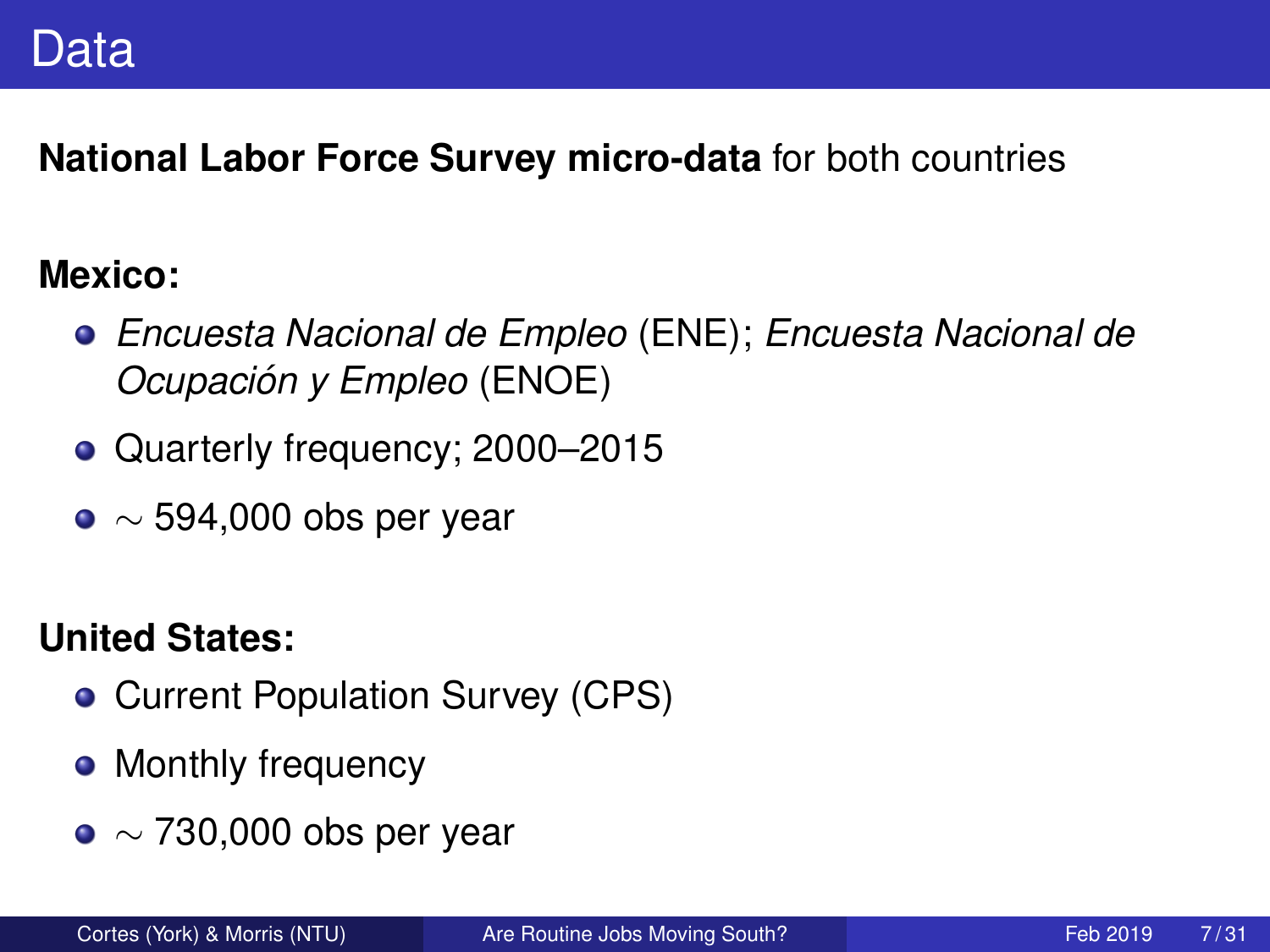# Data

**National Labor Force Survey micro-data** for both countries

**Mexico:**

- *Encuesta Nacional de Empleo* (ENE); *Encuesta Nacional de Ocupación y Empleo* (ENOE)
- Quarterly frequency; 2000–2015
- $\sim$ 594,000 obs per year

**United States:**

- Current Population Survey (CPS)
- Monthly frequency
- $\sim$ 730,000 obs per year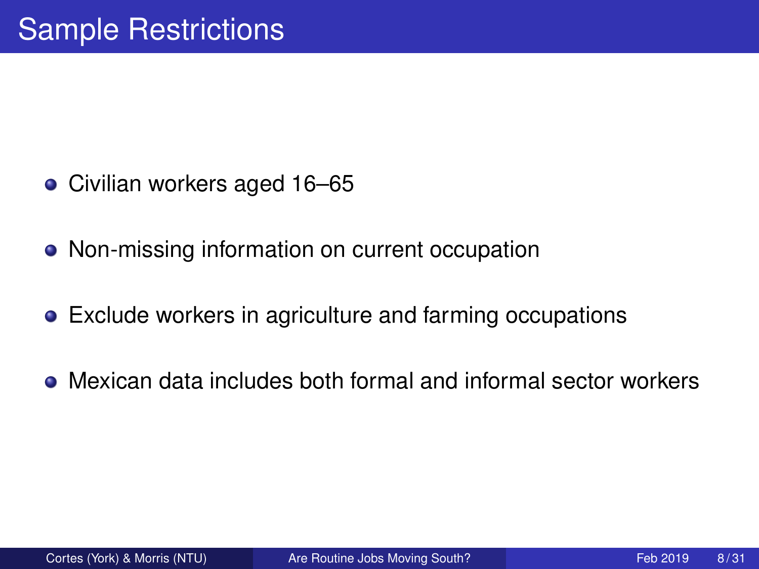# Sample Restrictions

- Civilian workers aged 16–65
- Non-missing information on current occupation
- Exclude workers in agriculture and farming occupations
- Mexican data includes both formal and informal sector workers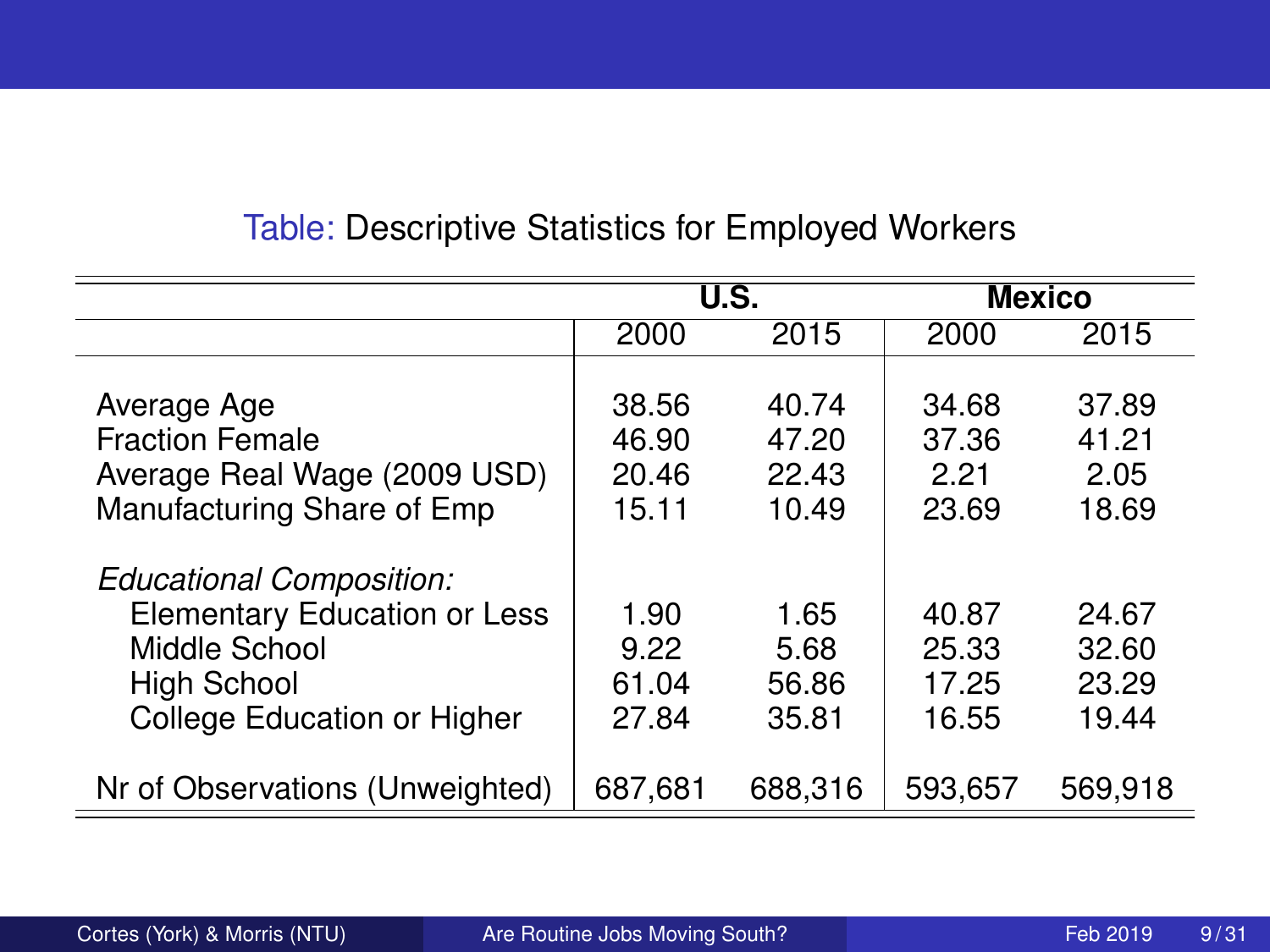Table: Descriptive Statistics for Employed Workers

| | U.S. | | Mexico | |
|---|---|---|---|---|
| | 2000 | 2015 | 2000 | 2015 |
| Average Age | 38.56 | 40.74 | 34.68 | 37.89 |
| Fraction Female | 46.90 | 47.20 | 37.36 | 41.21 |
| Average Real Wage (2009 USD) | 20.46 | 22.43 | 2.21 | 2.05 |
| Manufacturing Share of Emp | 15.11 | 10.49 | 23.69 | 18.69 |
| *Educational Composition:* | | | | |
| Elementary Education or Less | 1.90 | 1.65 | 40.87 | 24.67 |
| Middle School | 9.22 | 5.68 | 25.33 | 32.60 |
| High School | 61.04 | 56.86 | 17.25 | 23.29 |
| College Education or Higher | 27.84 | 35.81 | 16.55 | 19.44 |
| Nr of Observations (Unweighted) | 687,681 | 688,316 | 593,657 | 569,918 |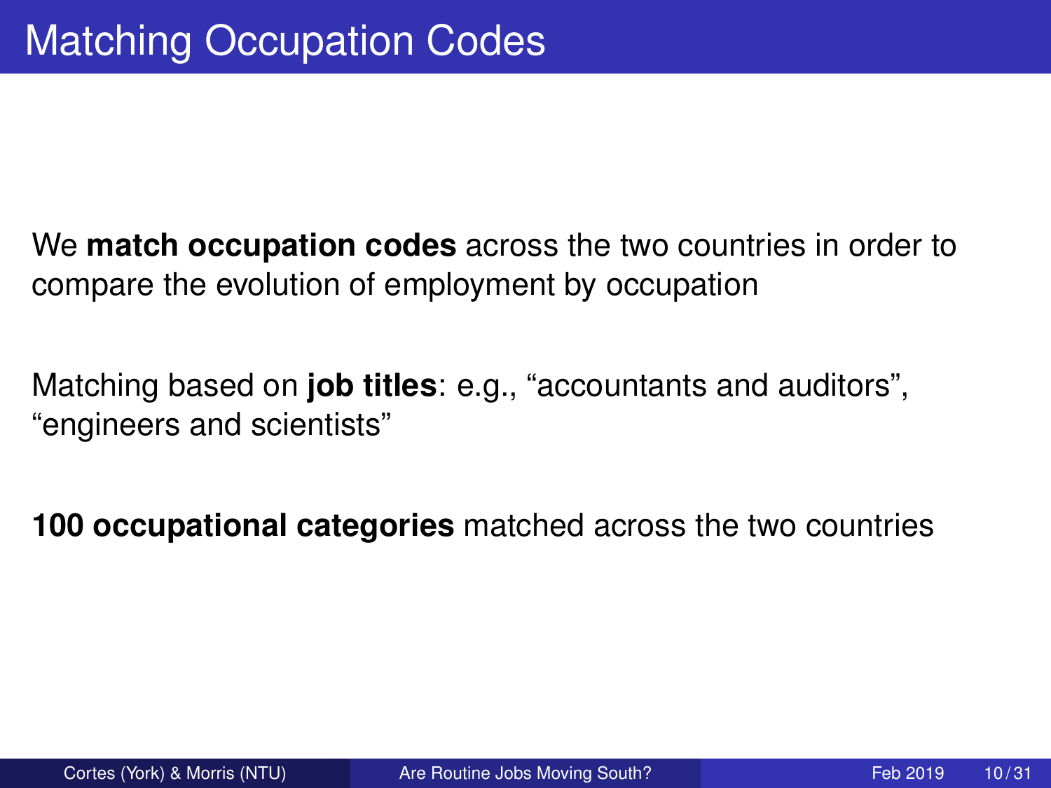# Matching Occupation Codes

We **match occupation codes** across the two countries in order to compare the evolution of employment by occupation

Matching based on **job titles**: e.g., “accountants and auditors”, “engineers and scientists”

**100 occupational categories** matched across the two countries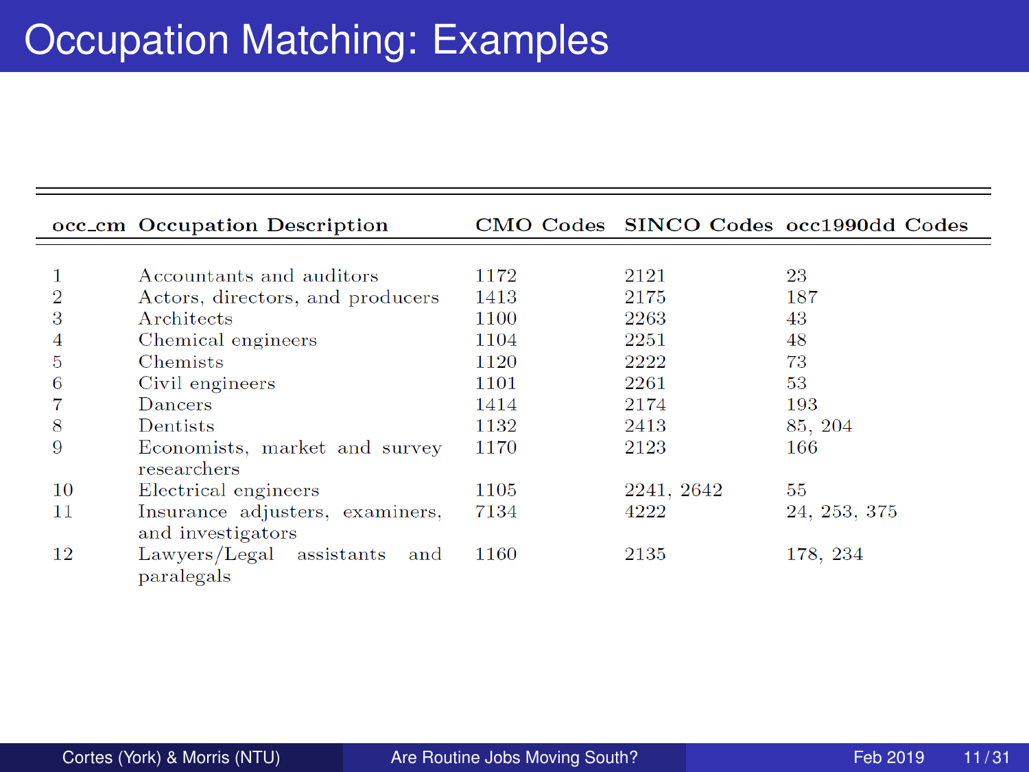# Occupation Matching: Examples

| occ_cm | Occupation Description | CMO Codes | SINCO Codes | occ1990dd Codes |
|---|---|---|---|---|
| 1 | Accountants and auditors | 1172 | 2121 | 23 |
| 2 | Actors, directors, and producers | 1413 | 2175 | 187 |
| 3 | Architects | 1100 | 2263 | 43 |
| 4 | Chemical engineers | 1104 | 2251 | 48 |
| 5 | Chemists | 1120 | 2222 | 73 |
| 6 | Civil engineers | 1101 | 2261 | 53 |
| 7 | Dancers | 1414 | 2174 | 193 |
| 8 | Dentists | 1132 | 2413 | 85, 204 |
| 9 | Economists, market and survey researchers | 1170 | 2123 | 166 |
| 10 | Electrical engineers | 1105 | 2241, 2642 | 55 |
| 11 | Insurance adjusters, examiners, and investigators | 7134 | 4222 | 24, 253, 375 |
| 12 | Lawyers/Legal assistants and paralegals | 1160 | 2135 | 178, 234 |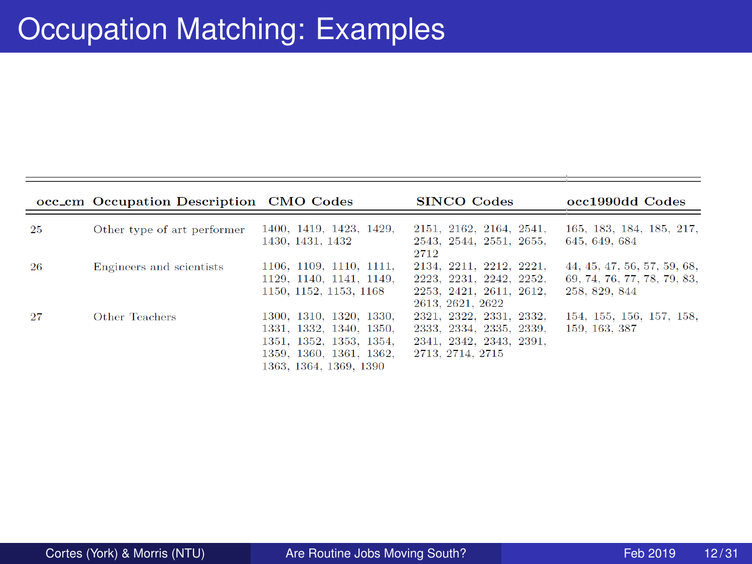# Occupation Matching: Examples

| occ_cm | Occupation Description | CMO Codes | SINCO Codes | occ1990dd Codes |
|---|---|---|---|---|
| 25 | Other type of art performer | 1400, 1419, 1423, 1429, 1430, 1431, 1432 | 2151, 2162, 2164, 2541, 2543, 2544, 2551, 2655, 2712 | 165, 183, 184, 185, 217, 645, 649, 684 |
| 26 | Engineers and scientists | 1106, 1109, 1110, 1111, 1129, 1140, 1141, 1149, 1150, 1152, 1153, 1168 | 2134, 2211, 2212, 2221, 2223, 2231, 2242, 2252, 2253, 2421, 2611, 2612, 2613, 2621, 2622 | 44, 45, 47, 56, 57, 59, 68, 69, 74, 76, 77, 78, 79, 83, 258, 829, 844 |
| 27 | Other Teachers | 1300, 1310, 1320, 1330, 1331, 1332, 1340, 1350, 1351, 1352, 1353, 1354, 1359, 1360, 1361, 1362, 1363, 1364, 1369, 1390 | 2321, 2322, 2331, 2332, 2333, 2334, 2335, 2339, 2341, 2342, 2343, 2391, 2713, 2714, 2715 | 154, 155, 156, 157, 158, 159, 163, 387 |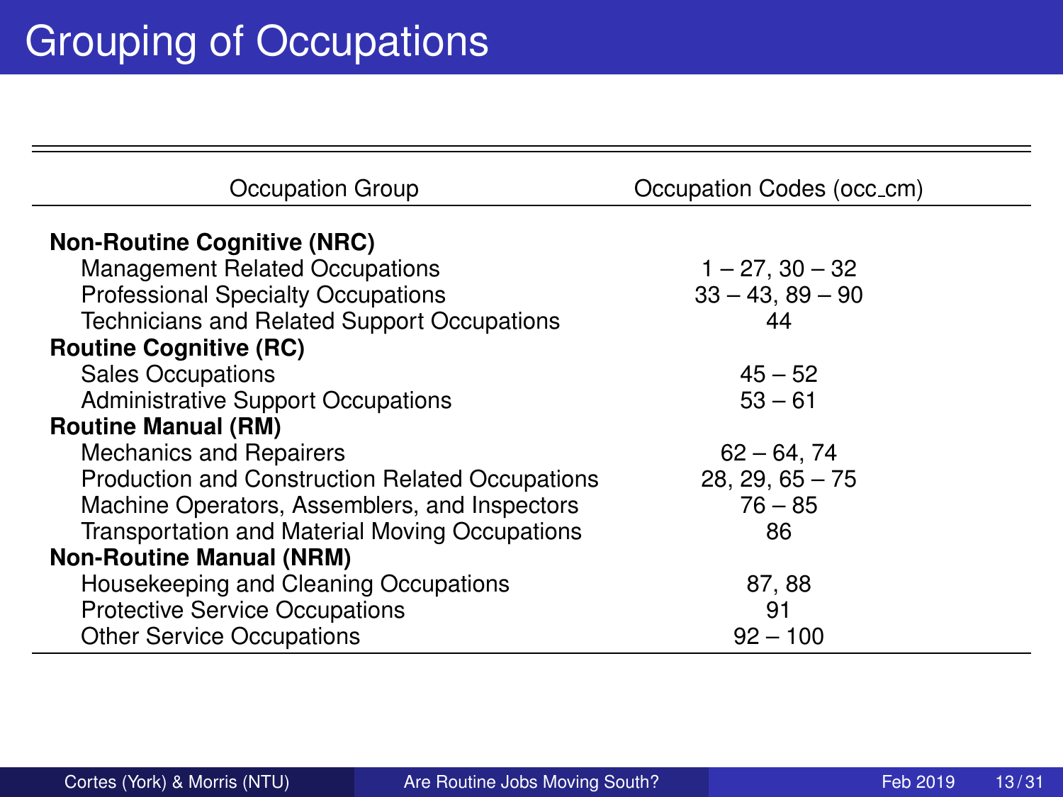# Grouping of Occupations

| Occupation Group | Occupation Codes (occ_cm) |
|---|---|
| **Non-Routine Cognitive (NRC)** | |
| Management Related Occupations | 1 – 27, 30 – 32 |
| Professional Specialty Occupations | 33 – 43, 89 – 90 |
| Technicians and Related Support Occupations | 44 |
| **Routine Cognitive (RC)** | |
| Sales Occupations | 45 – 52 |
| Administrative Support Occupations | 53 – 61 |
| **Routine Manual (RM)** | |
| Mechanics and Repairers | 62 – 64, 74 |
| Production and Construction Related Occupations | 28, 29, 65 – 75 |
| Machine Operators, Assemblers, and Inspectors | 76 – 85 |
| Transportation and Material Moving Occupations | 86 |
| **Non-Routine Manual (NRM)** | |
| Housekeeping and Cleaning Occupations | 87, 88 |
| Protective Service Occupations | 91 |
| Other Service Occupations | 92 – 100 |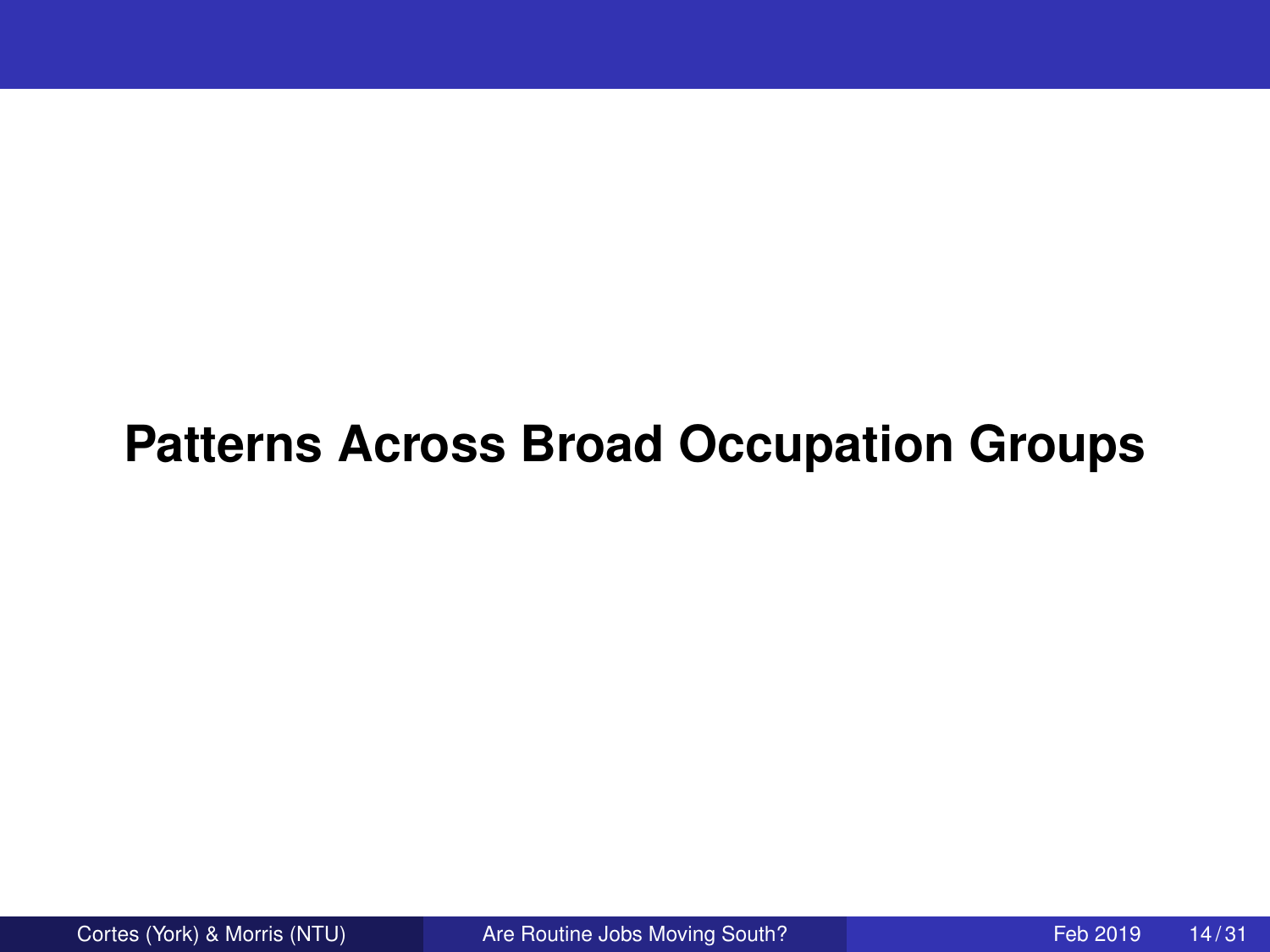# Patterns Across Broad Occupation Groups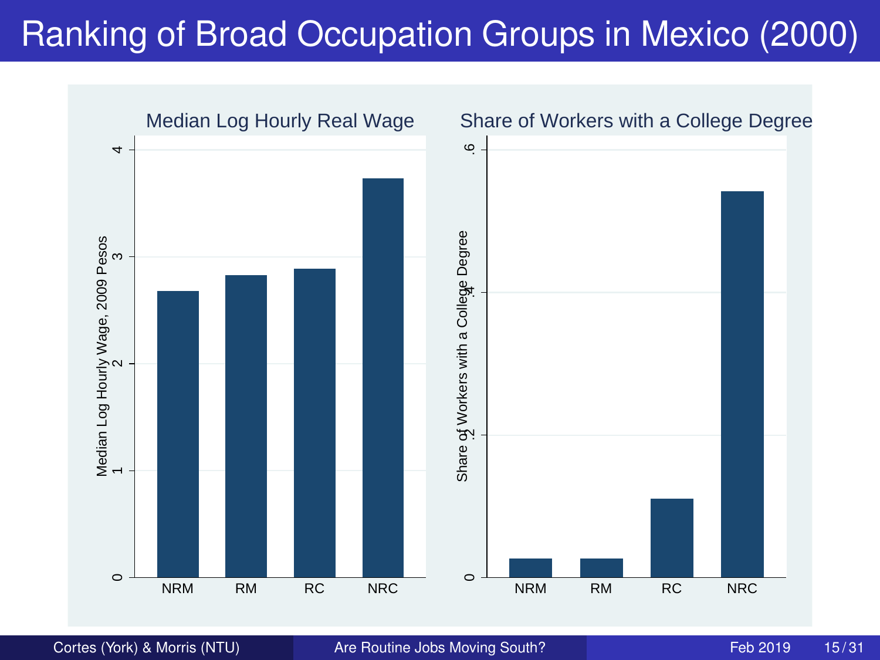# Ranking of Broad Occupation Groups in Mexico (2000)

Median Log Hourly Real Wage

Median Log Hourly Wage, 2009 Pesos

0 1 2 3 4

NRM RM RC NRC

Share of Workers with a College Degree

Share of Workers with a College Degree

0 .2 .4 .6

NRM RM RC NRC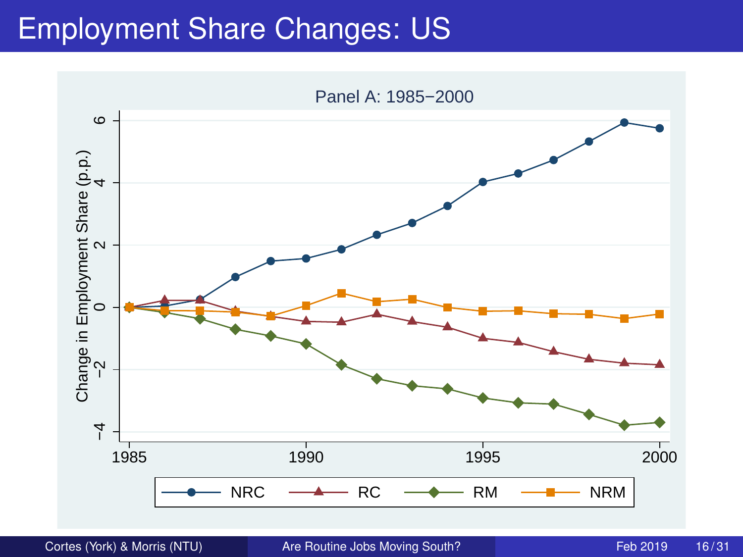# Employment Share Changes: US

Panel A: 1985−2000

Change in Employment Share (p.p.)

NRC — RC — RM — NRM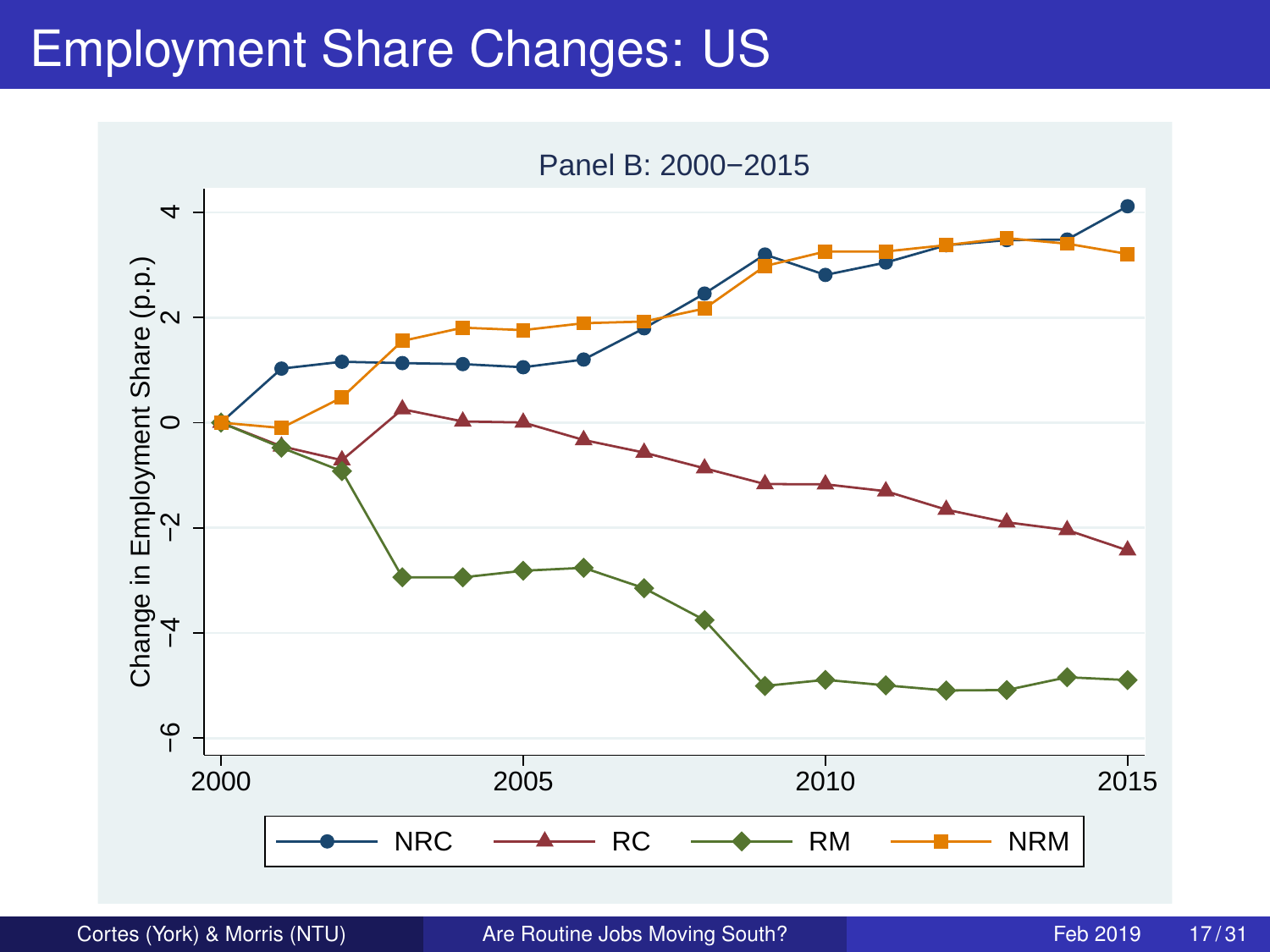# Employment Share Changes: US

Panel B: 2000−2015

Change in Employment Share (p.p.)

NRC — RC — RM — NRM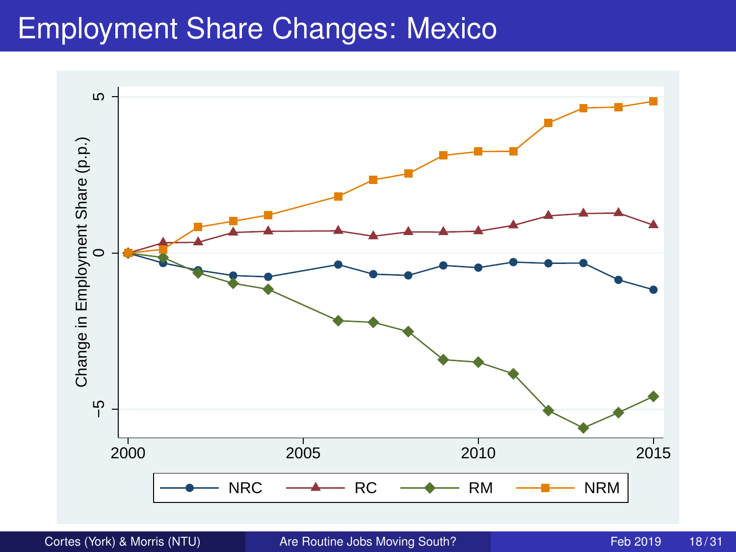# Employment Share Changes: Mexico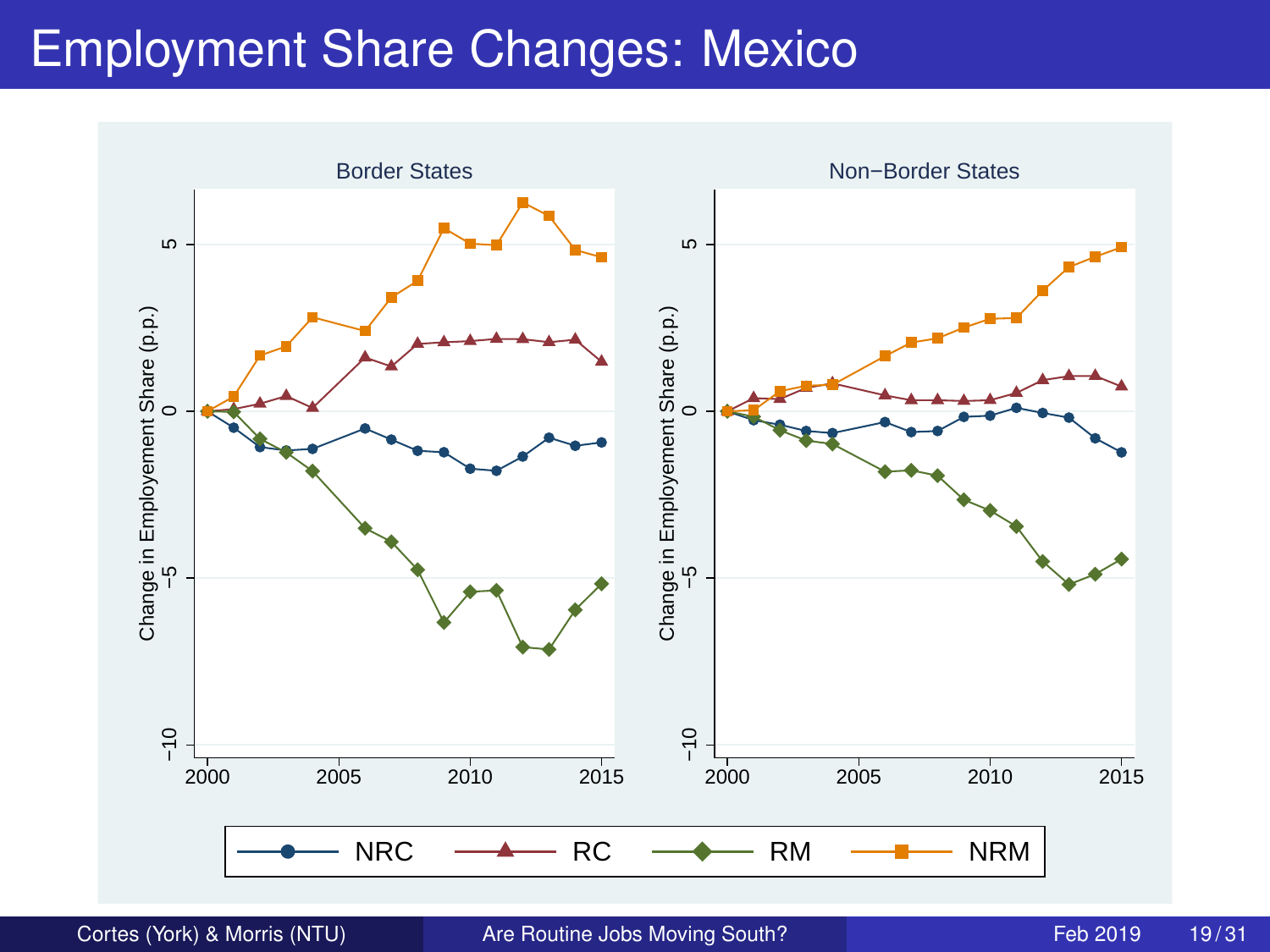# Employment Share Changes: Mexico

Border States

Non−Border States

Change in Employement Share (p.p.)

NRC RC RM NRM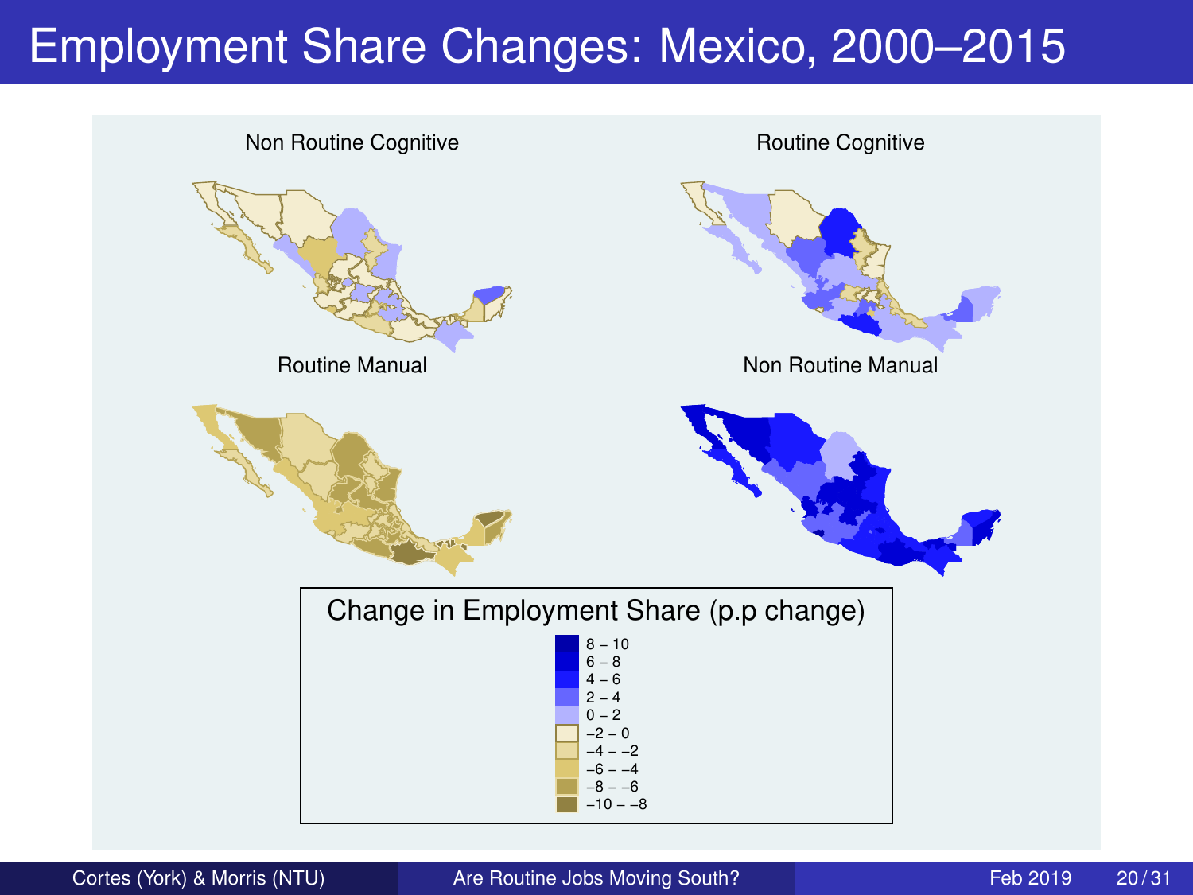# Employment Share Changes: Mexico, 2000–2015

Non Routine Cognitive

Routine Cognitive

Routine Manual

Non Routine Manual

Change in Employment Share (p.p change)

- 8 – 10
- 6 – 8
- 4 – 6
- 2 – 4
- 0 – 2
- −2 – 0
- −4 – −2
- −6 – −4
- −8 – −6
- −10 – −8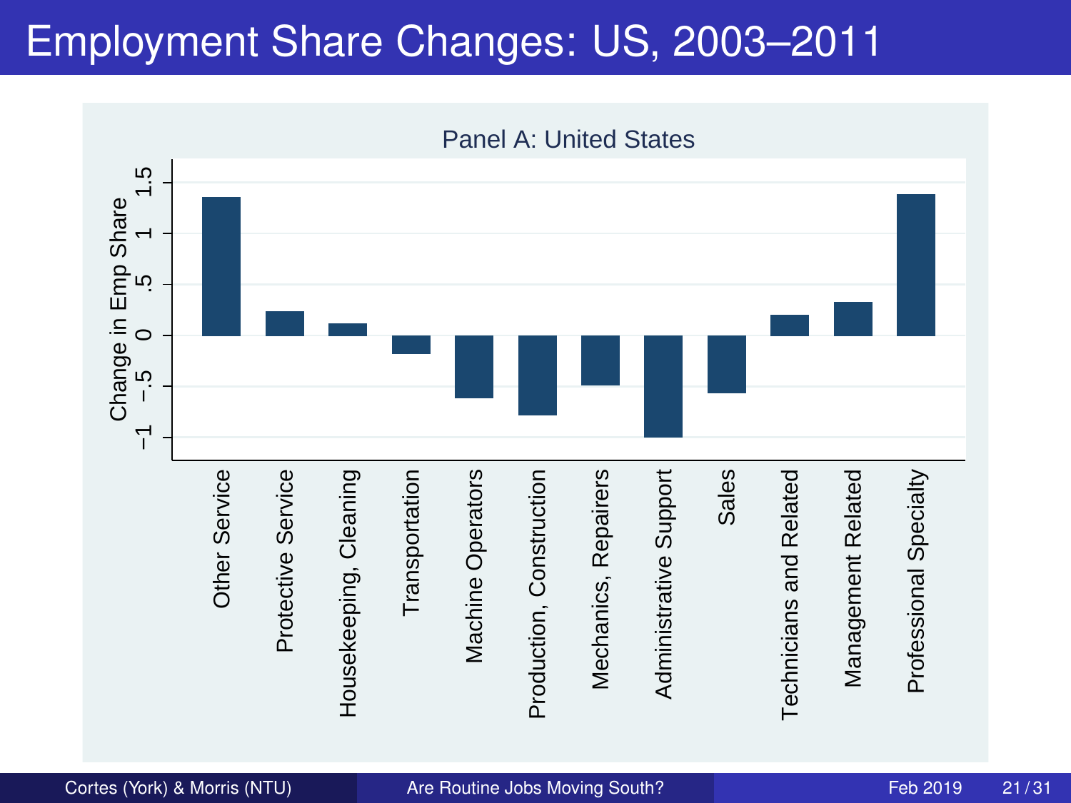# Employment Share Changes: US, 2003–2011

Panel A: United States

Change in Emp Share

1.5
1
.5
0
−.5
−1

Other Service
Protective Service
Housekeeping, Cleaning
Transportation
Machine Operators
Production, Construction
Mechanics, Repairers
Administrative Support
Sales
Technicians and Related
Management Related
Professional Specialty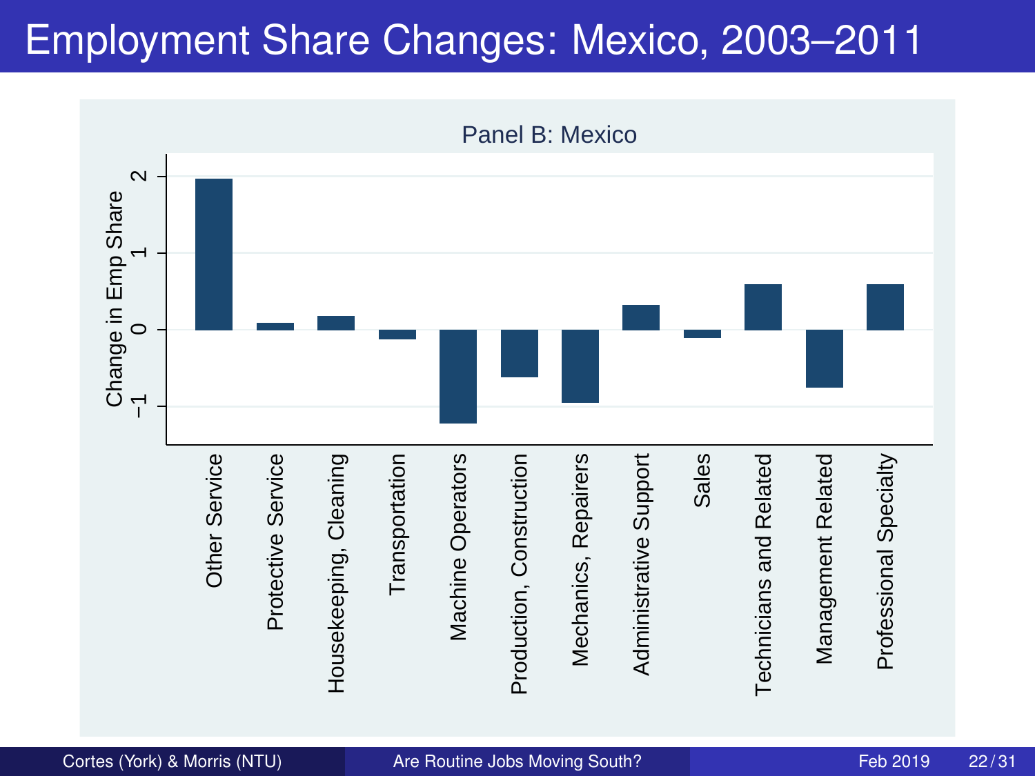# Employment Share Changes: Mexico, 2003–2011

Panel B: Mexico

Change in Emp Share

2
1
0
−1

Other Service
Protective Service
Housekeeping, Cleaning
Transportation
Machine Operators
Production, Construction
Mechanics, Repairers
Administrative Support
Sales
Technicians and Related
Management Related
Professional Specialty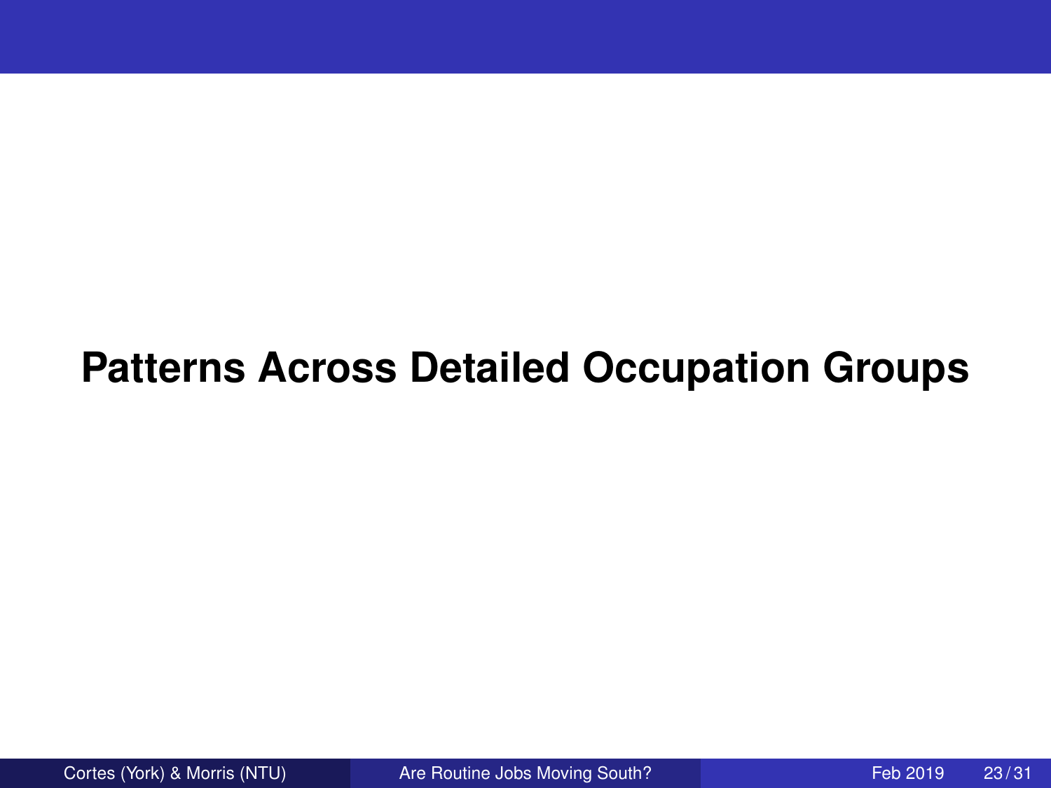# Patterns Across Detailed Occupation Groups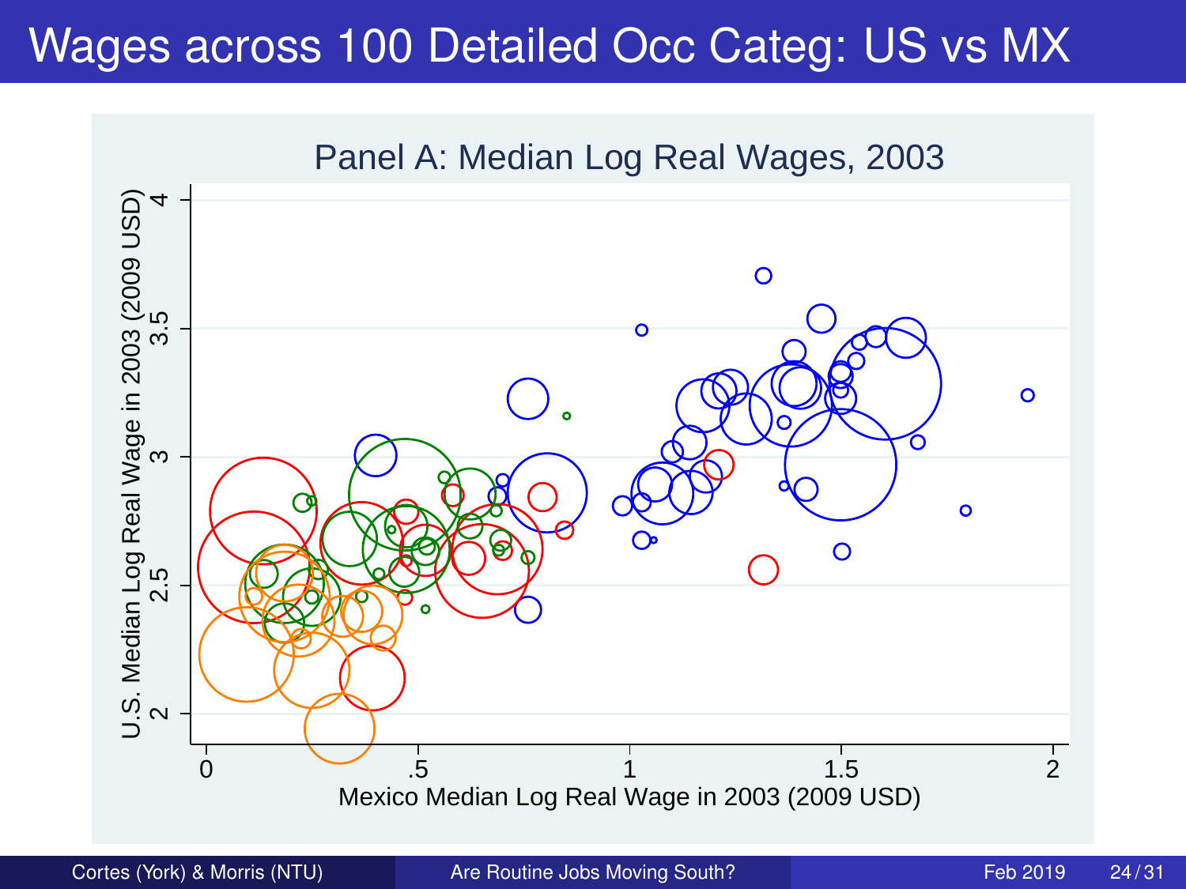# Wages across 100 Detailed Occ Categ: US vs MX

Panel A: Median Log Real Wages, 2003

U.S. Median Log Real Wage in 2003 (2009 USD)

Mexico Median Log Real Wage in 2003 (2009 USD)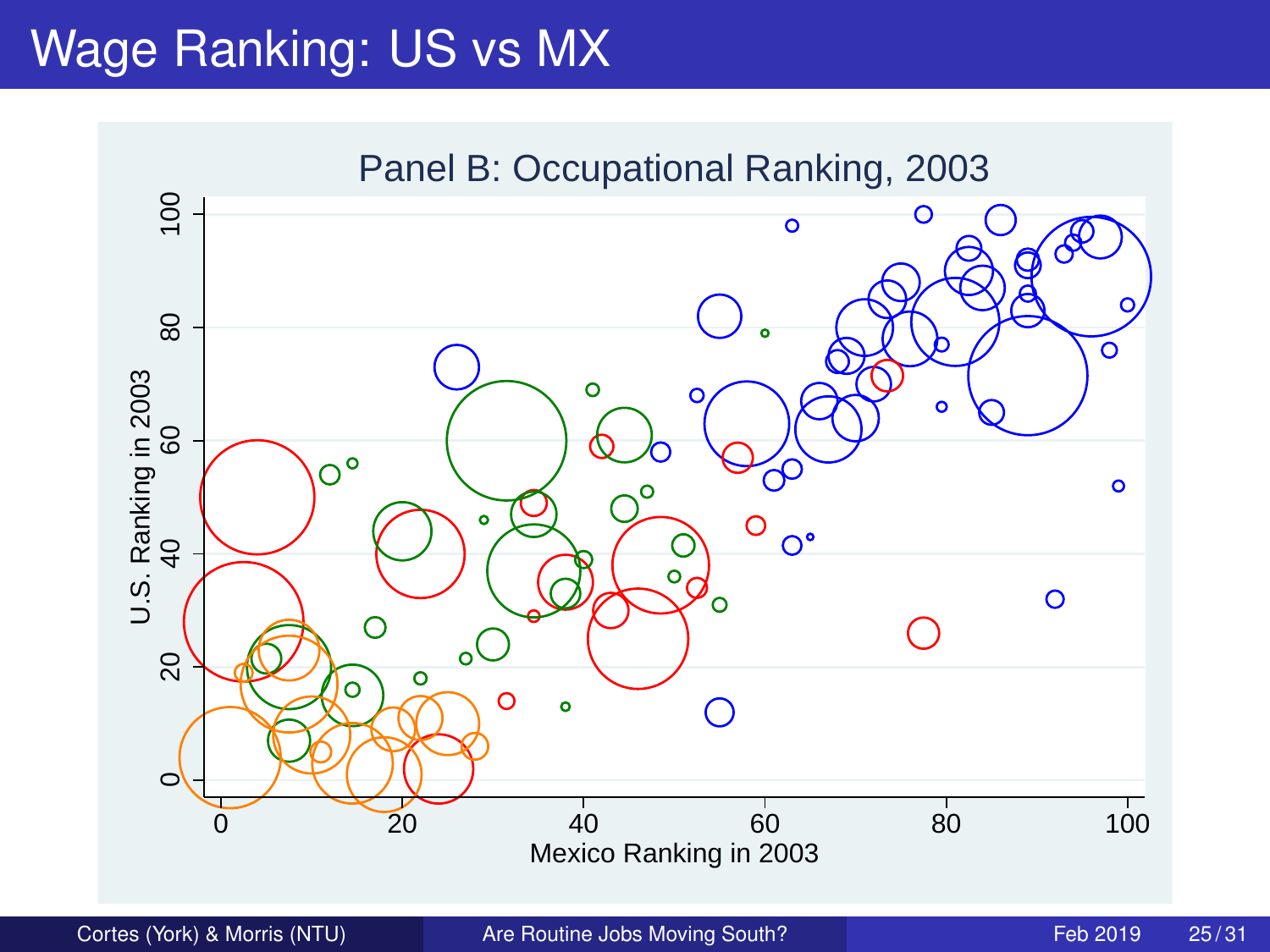# Wage Ranking: US vs MX

Panel B: Occupational Ranking, 2003

U.S. Ranking in 2003

Mexico Ranking in 2003

0 20 40 60 80 100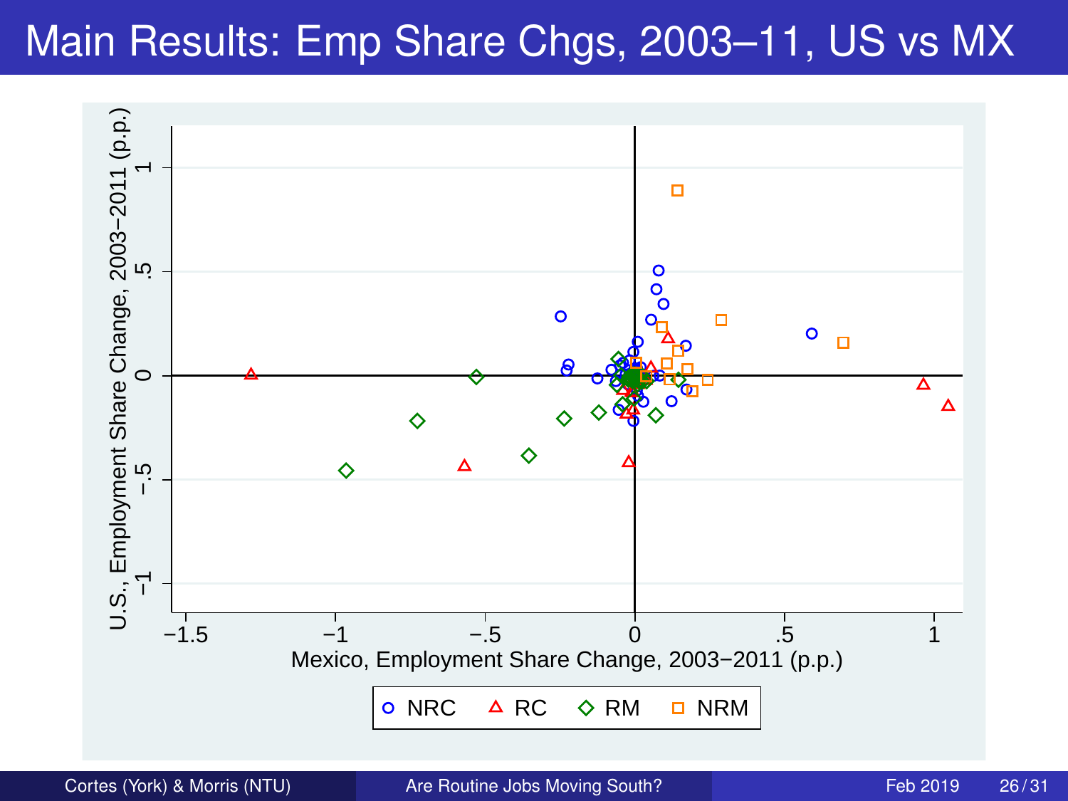# Main Results: Emp Share Chgs, 2003–11, US vs MX

U.S., Employment Share Change, 2003−2011 (p.p.)

Mexico, Employment Share Change, 2003−2011 (p.p.)

NRC RC RM NRM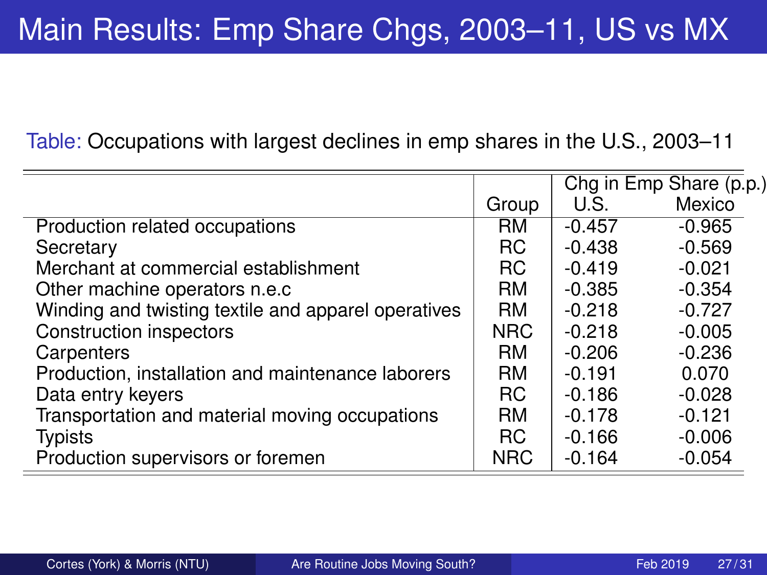# Main Results: Emp Share Chgs, 2003–11, US vs MX

Table: Occupations with largest declines in emp shares in the U.S., 2003–11

| | | Chg in Emp Share (p.p.) | |
|---|---|---|---|
| | Group | U.S. | Mexico |
| Production related occupations | RM | -0.457 | -0.965 |
| Secretary | RC | -0.438 | -0.569 |
| Merchant at commercial establishment | RC | -0.419 | -0.021 |
| Other machine operators n.e.c | RM | -0.385 | -0.354 |
| Winding and twisting textile and apparel operatives | RM | -0.218 | -0.727 |
| Construction inspectors | NRC | -0.218 | -0.005 |
| Carpenters | RM | -0.206 | -0.236 |
| Production, installation and maintenance laborers | RM | -0.191 | 0.070 |
| Data entry keyers | RC | -0.186 | -0.028 |
| Transportation and material moving occupations | RM | -0.178 | -0.121 |
| Typists | RC | -0.166 | -0.006 |
| Production supervisors or foremen | NRC | -0.164 | -0.054 |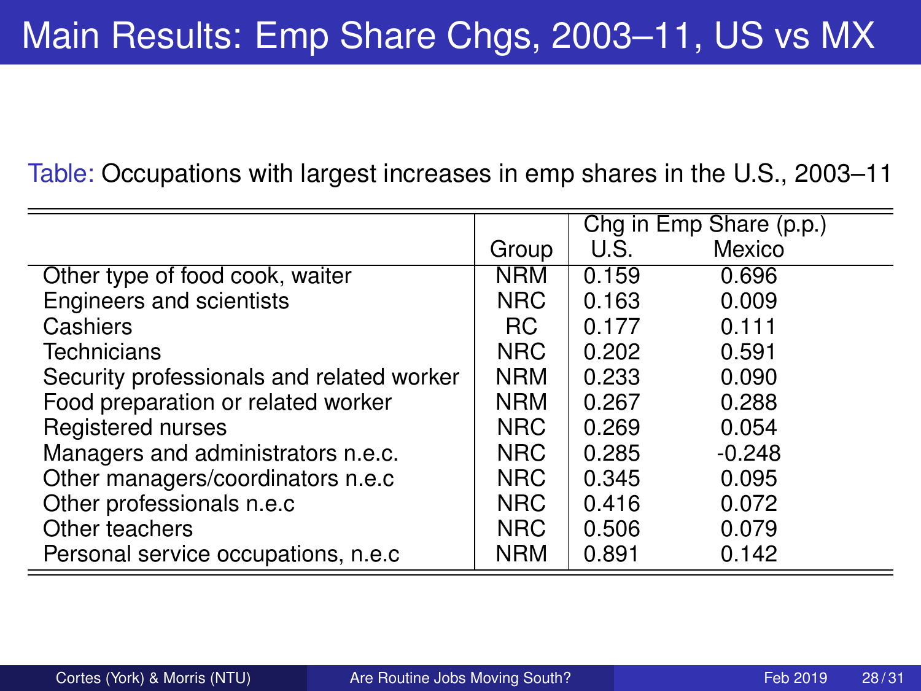# Main Results: Emp Share Chgs, 2003–11, US vs MX

Table: Occupations with largest increases in emp shares in the U.S., 2003–11

| | Group | Chg in Emp Share (p.p.) | |
|---|---|---|---|
| | | U.S. | Mexico |
| Other type of food cook, waiter | NRM | 0.159 | 0.696 |
| Engineers and scientists | NRC | 0.163 | 0.009 |
| Cashiers | RC | 0.177 | 0.111 |
| Technicians | NRC | 0.202 | 0.591 |
| Security professionals and related worker | NRM | 0.233 | 0.090 |
| Food preparation or related worker | NRM | 0.267 | 0.288 |
| Registered nurses | NRC | 0.269 | 0.054 |
| Managers and administrators n.e.c. | NRC | 0.285 | -0.248 |
| Other managers/coordinators n.e.c | NRC | 0.345 | 0.095 |
| Other professionals n.e.c | NRC | 0.416 | 0.072 |
| Other teachers | NRC | 0.506 | 0.079 |
| Personal service occupations, n.e.c | NRM | 0.891 | 0.142 |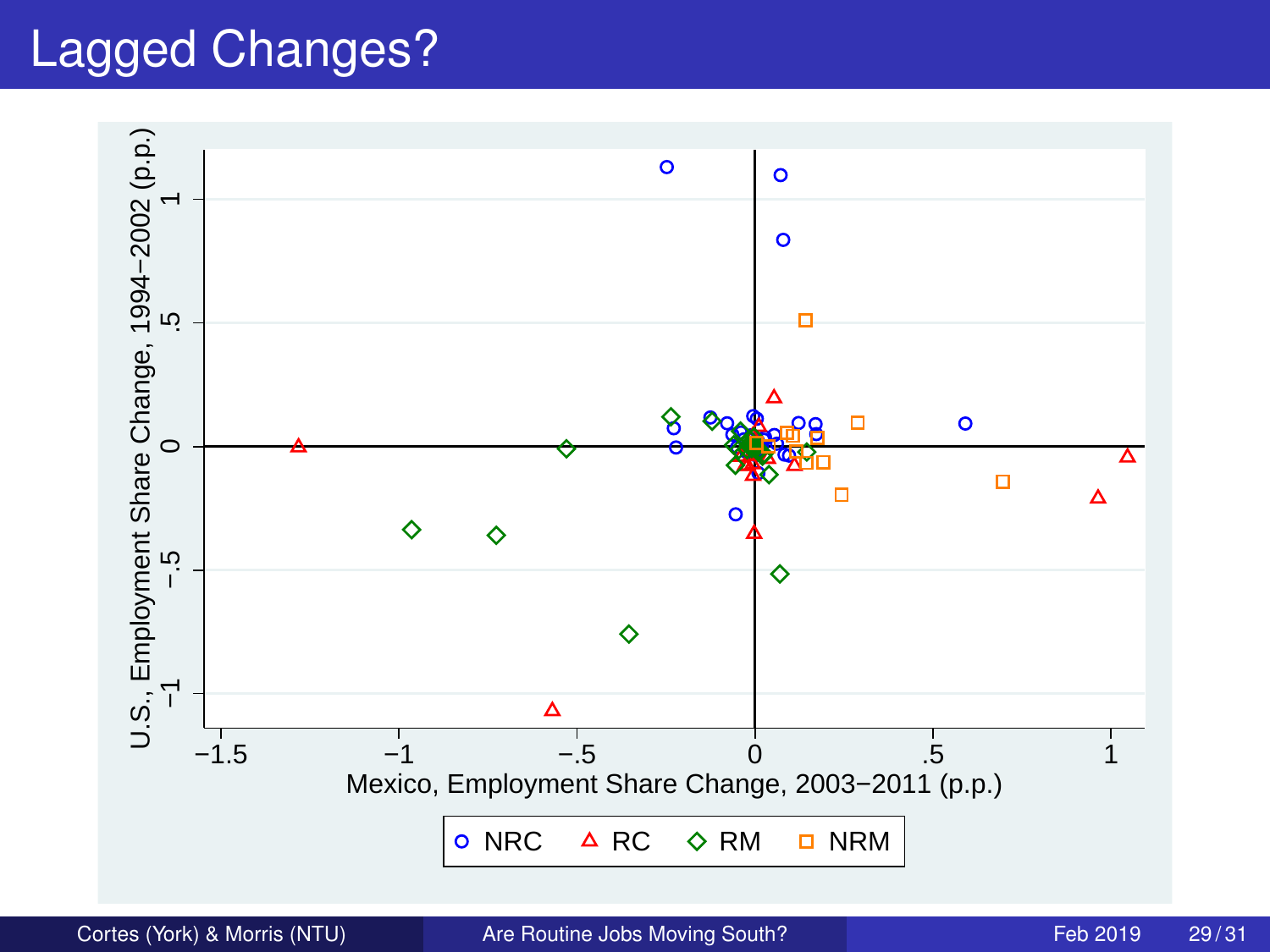# Lagged Changes?

U.S., Employment Share Change, 1994−2002 (p.p.)

Mexico, Employment Share Change, 2003−2011 (p.p.)

NRC RC RM NRM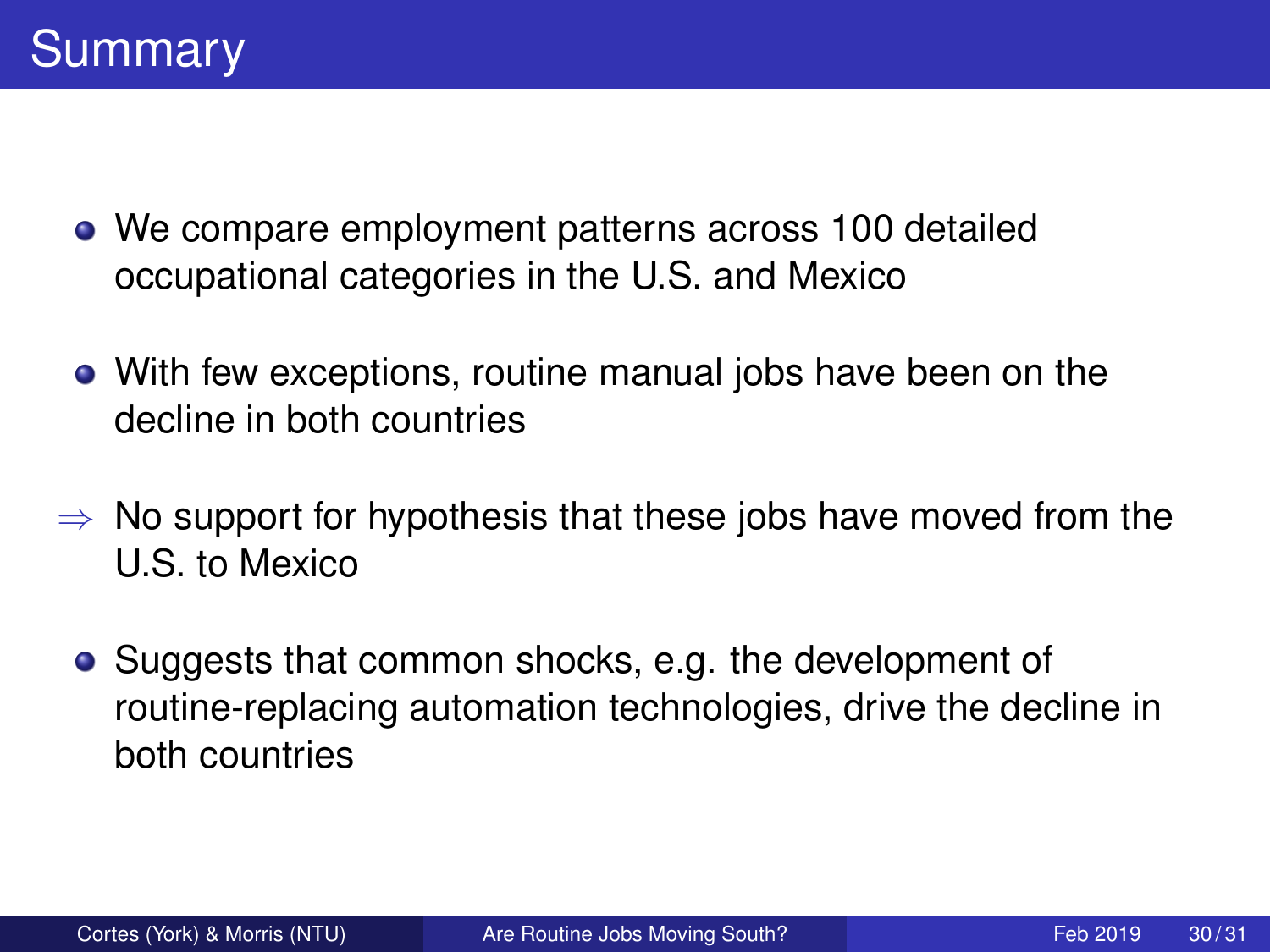# Summary

- We compare employment patterns across 100 detailed occupational categories in the U.S. and Mexico
- With few exceptions, routine manual jobs have been on the decline in both countries

$\Rightarrow$ No support for hypothesis that these jobs have moved from the U.S. to Mexico

- Suggests that common shocks, e.g. the development of routine-replacing automation technologies, drive the decline in both countries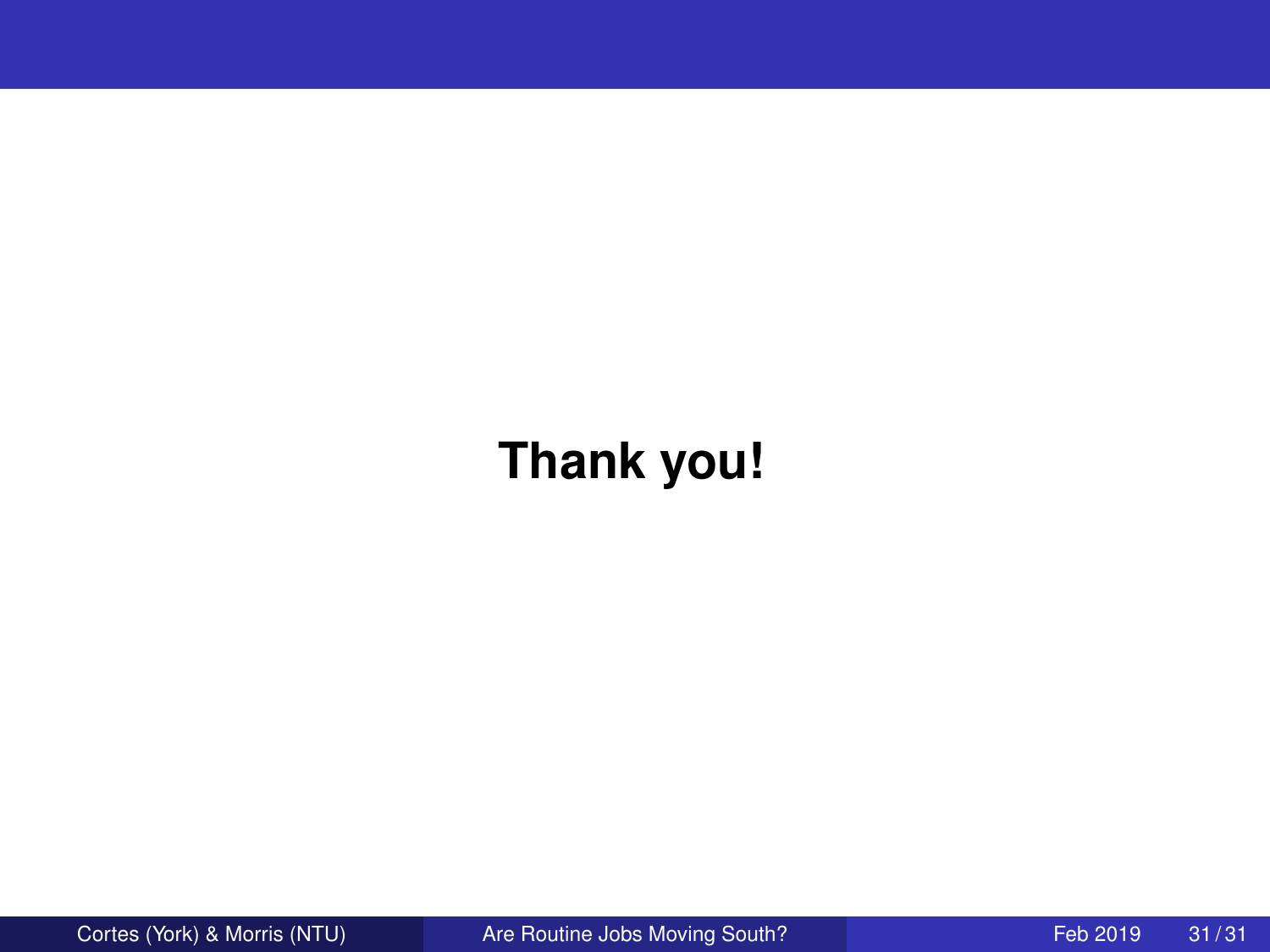**Thank you!**